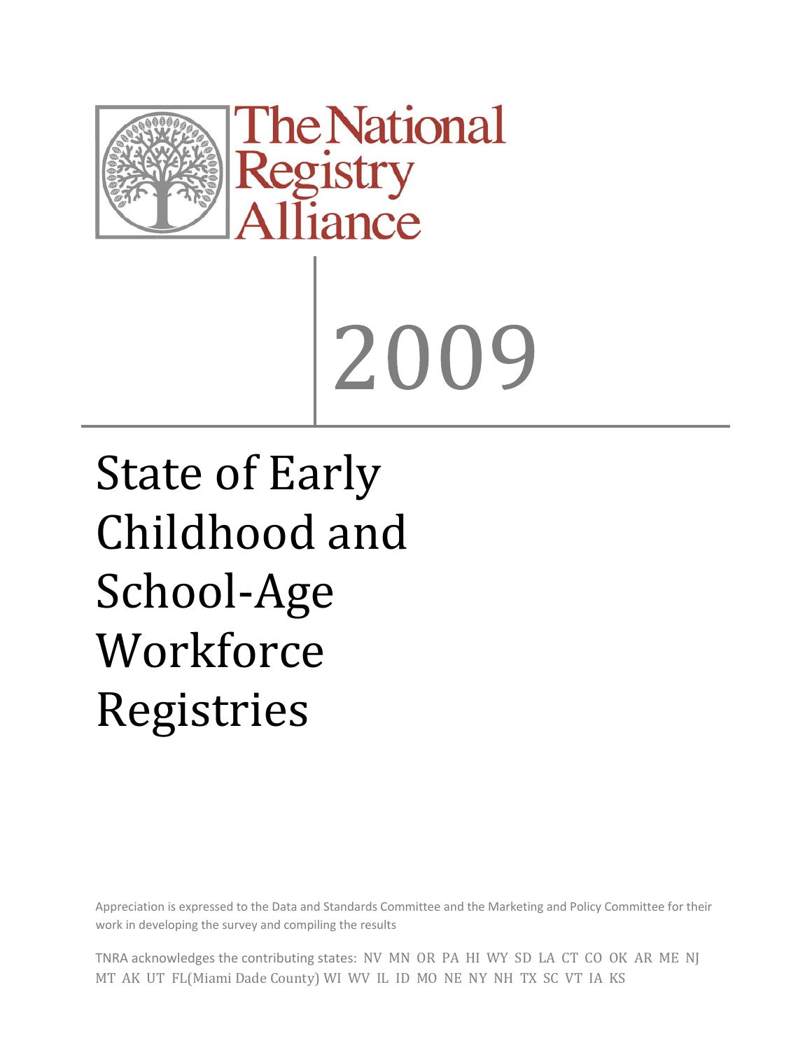The National Registry Alliance

# 2009

# State of Early Childhood and School-Age Workforce Registries

Appreciation is expressed to the Data and Standards Committee and the Marketing and Policy Committee for their work in developing the survey and compiling the results

TNRA acknowledges the contributing states: NV MN OR PA HI WY SD LA CT CO OK AR ME NJ MT AK UT FL(Miami Dade County) WI WV IL ID MO NE NY NH TX SC VT IA KS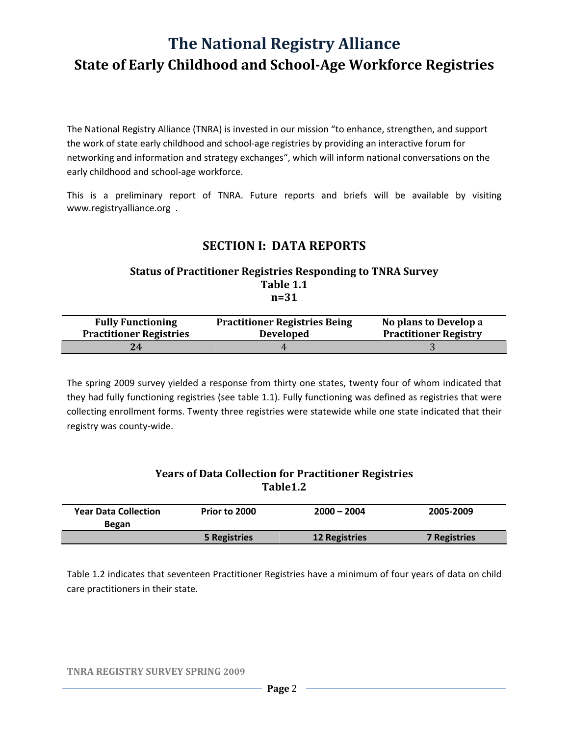# The National Registry Alliance

## State of Early Childhood and School-Age Workforce Registries

The National Registry Alliance (TNRA) is invested in our mission "to enhance, strengthen, and support the work of state early childhood and school-age registries by providing an interactive forum for networking and information and strategy exchanges", which will inform national conversations on the early childhood and school-age workforce.

This is a preliminary report of TNRA. Future reports and briefs will be available by visiting www.registryalliance.org .

## SECTION I: DATA REPORTS

### Status of Practitioner Registries Responding to TNRA Survey
**Table 1.1**
**n=31**

| Fully Functioning Practitioner Registries | Practitioner Registries Being Developed | No plans to Develop a Practitioner Registry |
|---|---|---|
| **24** | 4 | 3 |

The spring 2009 survey yielded a response from thirty one states, twenty four of whom indicated that they had fully functioning registries (see table 1.1). Fully functioning was defined as registries that were collecting enrollment forms. Twenty three registries were statewide while one state indicated that their registry was county-wide.

### Years of Data Collection for Practitioner Registries
**Table1.2**

| Year Data Collection Began | Prior to 2000 | 2000 – 2004 | 2005-2009 |
|---|---|---|---|
| | **5 Registries** | **12 Registries** | **7 Registries** |

Table 1.2 indicates that seventeen Practitioner Registries have a minimum of four years of data on child care practitioners in their state.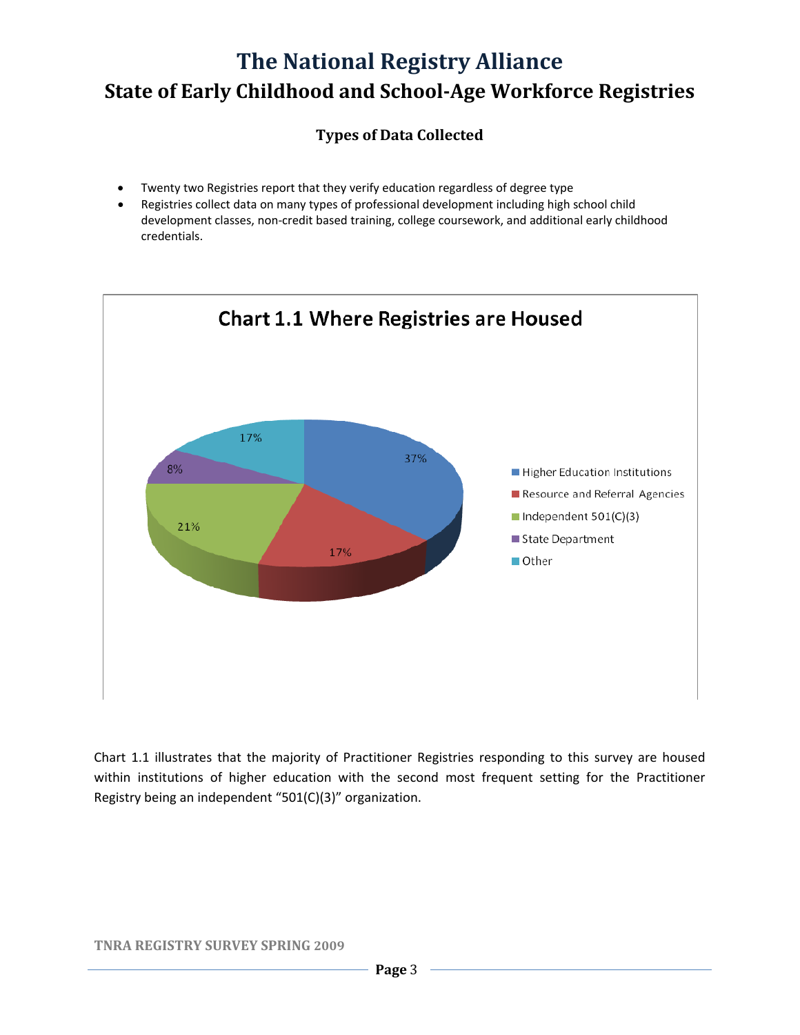# The National Registry Alliance

## State of Early Childhood and School-Age Workforce Registries

### Types of Data Collected

- Twenty two Registries report that they verify education regardless of degree type
- Registries collect data on many types of professional development including high school child development classes, non-credit based training, college coursework, and additional early childhood credentials.

**Chart 1.1 Where Registries are Housed**

| Category | Percentage |
|---|---|
| Higher Education Institutions | 37% |
| Resource and Referral Agencies | 17% |
| Independent 501(C)(3) | 21% |
| State Department | 8% |
| Other | 17% |

Chart 1.1 illustrates that the majority of Practitioner Registries responding to this survey are housed within institutions of higher education with the second most frequent setting for the Practitioner Registry being an independent "501(C)(3)" organization.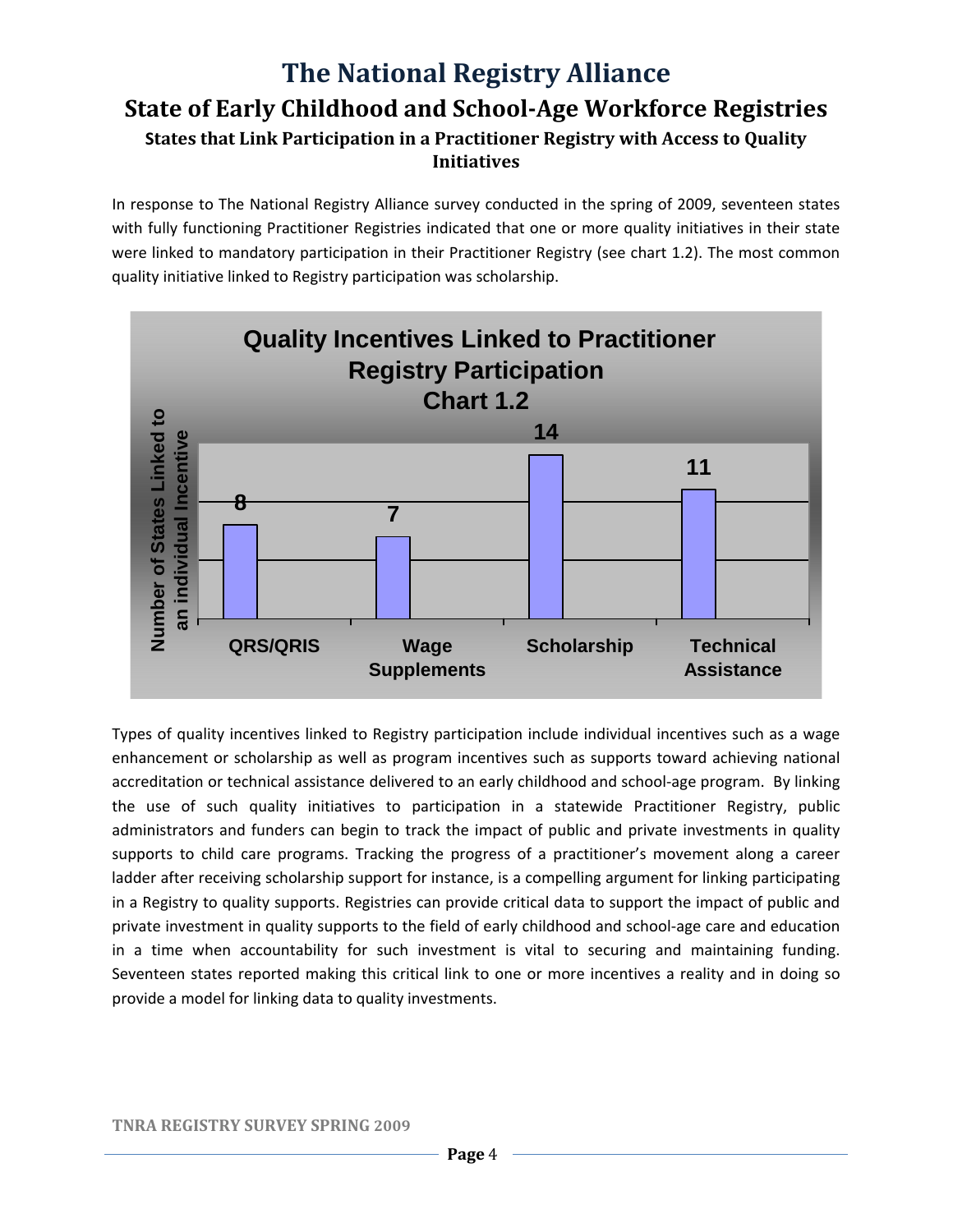# The National Registry Alliance

## State of Early Childhood and School-Age Workforce Registries

### States that Link Participation in a Practitioner Registry with Access to Quality Initiatives

In response to The National Registry Alliance survey conducted in the spring of 2009, seventeen states with fully functioning Practitioner Registries indicated that one or more quality initiatives in their state were linked to mandatory participation in their Practitioner Registry (see chart 1.2). The most common quality initiative linked to Registry participation was scholarship.

**Quality Incentives Linked to Practitioner Registry Participation**
**Chart 1.2**

| Incentive | Number of States Linked to an individual Incentive |
|---|---|
| QRS/QRIS | 8 |
| Wage Supplements | 7 |
| Scholarship | 14 |
| Technical Assistance | 11 |

Types of quality incentives linked to Registry participation include individual incentives such as a wage enhancement or scholarship as well as program incentives such as supports toward achieving national accreditation or technical assistance delivered to an early childhood and school-age program. By linking the use of such quality initiatives to participation in a statewide Practitioner Registry, public administrators and funders can begin to track the impact of public and private investments in quality supports to child care programs. Tracking the progress of a practitioner's movement along a career ladder after receiving scholarship support for instance, is a compelling argument for linking participating in a Registry to quality supports. Registries can provide critical data to support the impact of public and private investment in quality supports to the field of early childhood and school-age care and education in a time when accountability for such investment is vital to securing and maintaining funding. Seventeen states reported making this critical link to one or more incentives a reality and in doing so provide a model for linking data to quality investments.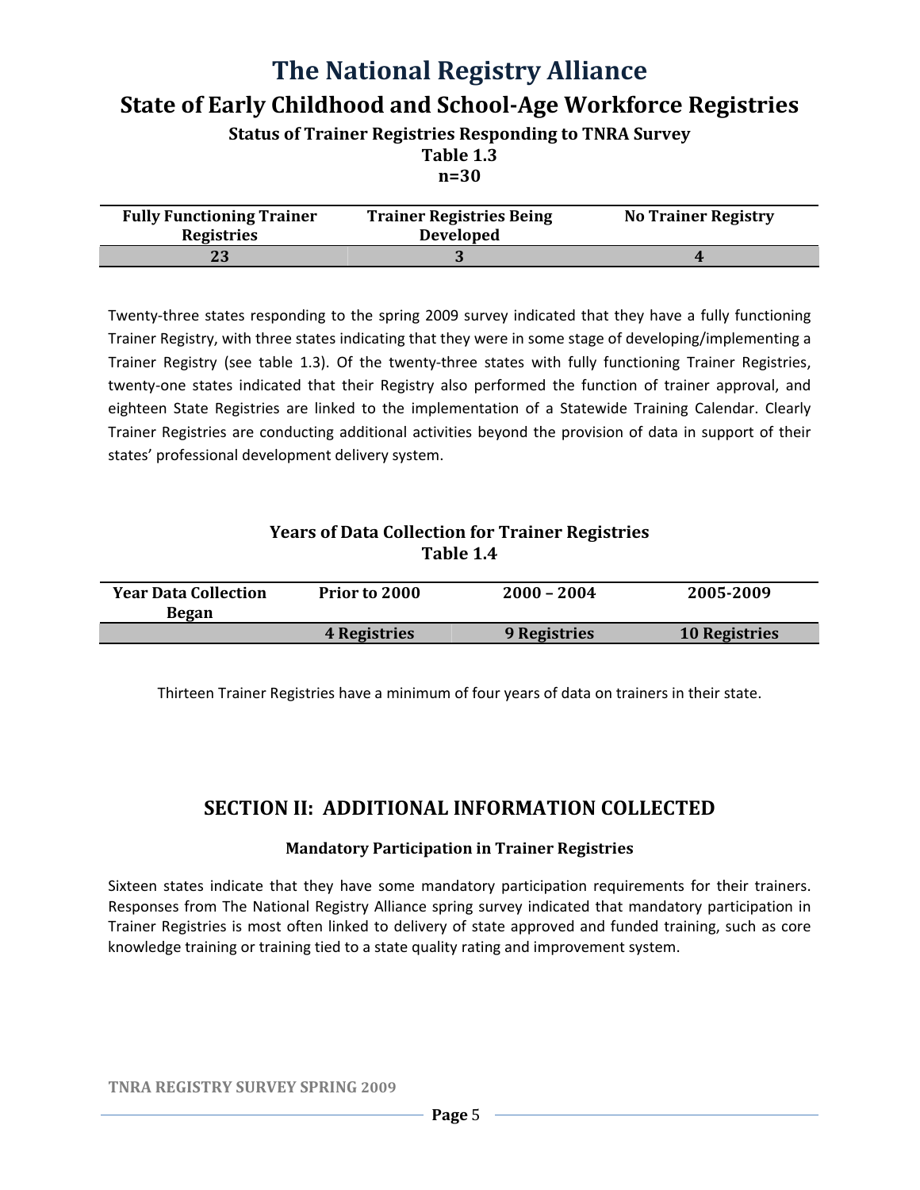# The National Registry Alliance

## State of Early Childhood and School-Age Workforce Registries

### Status of Trainer Registries Responding to TNRA Survey

**Table 1.3**

**n=30**

| Fully Functioning Trainer Registries | Trainer Registries Being Developed | No Trainer Registry |
|---|---|---|
| 23 | 3 | 4 |

Twenty-three states responding to the spring 2009 survey indicated that they have a fully functioning Trainer Registry, with three states indicating that they were in some stage of developing/implementing a Trainer Registry (see table 1.3). Of the twenty-three states with fully functioning Trainer Registries, twenty-one states indicated that their Registry also performed the function of trainer approval, and eighteen State Registries are linked to the implementation of a Statewide Training Calendar. Clearly Trainer Registries are conducting additional activities beyond the provision of data in support of their states' professional development delivery system.

### Years of Data Collection for Trainer Registries

**Table 1.4**

| Year Data Collection Began | Prior to 2000 | 2000 – 2004 | 2005-2009 |
|---|---|---|---|
| | 4 Registries | 9 Registries | 10 Registries |

Thirteen Trainer Registries have a minimum of four years of data on trainers in their state.

## SECTION II: ADDITIONAL INFORMATION COLLECTED

### Mandatory Participation in Trainer Registries

Sixteen states indicate that they have some mandatory participation requirements for their trainers. Responses from The National Registry Alliance spring survey indicated that mandatory participation in Trainer Registries is most often linked to delivery of state approved and funded training, such as core knowledge training or training tied to a state quality rating and improvement system.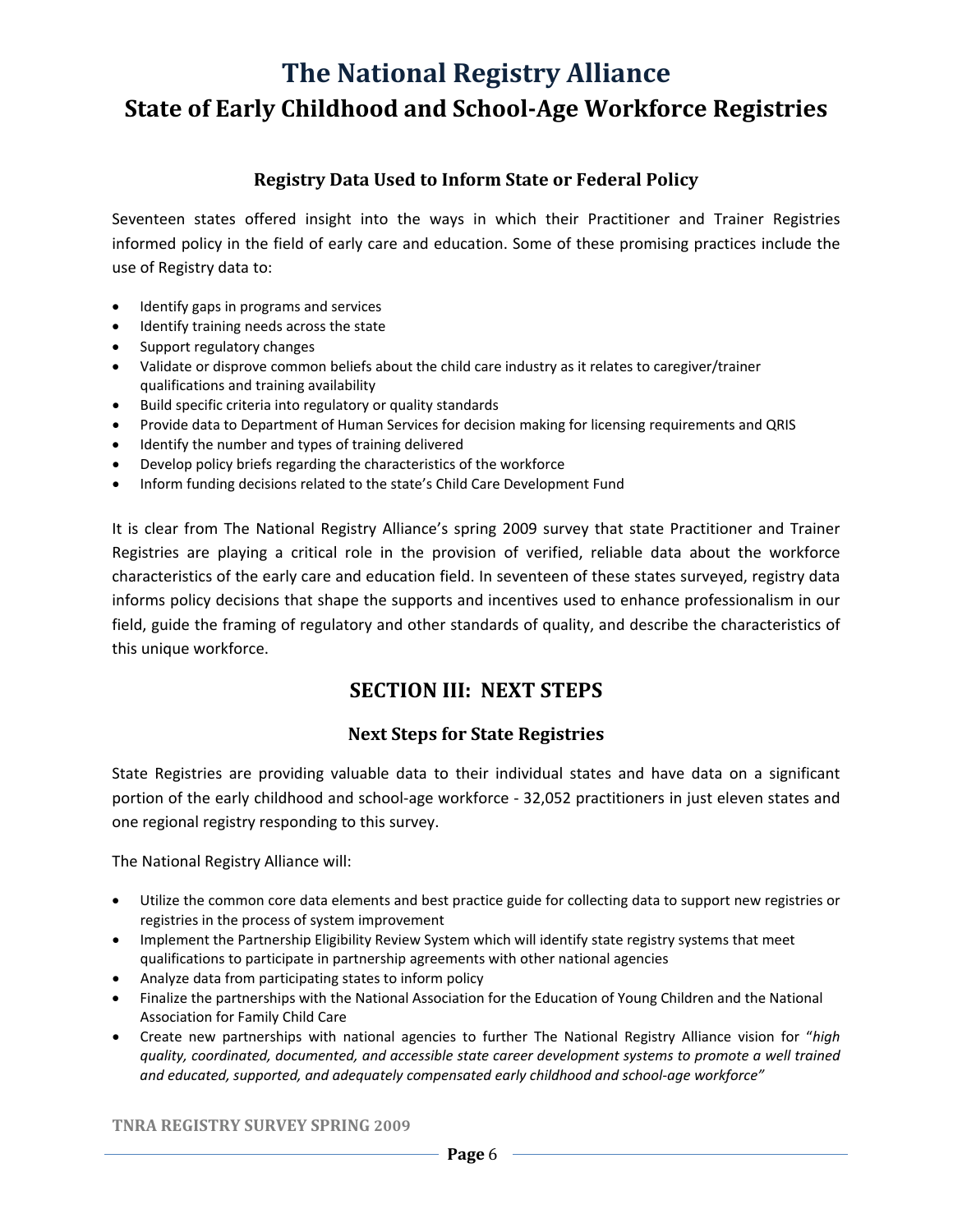## Registry Data Used to Inform State or Federal Policy

Seventeen states offered insight into the ways in which their Practitioner and Trainer Registries informed policy in the field of early care and education. Some of these promising practices include the use of Registry data to:

- Identify gaps in programs and services
- Identify training needs across the state
- Support regulatory changes
- Validate or disprove common beliefs about the child care industry as it relates to caregiver/trainer qualifications and training availability
- Build specific criteria into regulatory or quality standards
- Provide data to Department of Human Services for decision making for licensing requirements and QRIS
- Identify the number and types of training delivered
- Develop policy briefs regarding the characteristics of the workforce
- Inform funding decisions related to the state's Child Care Development Fund

It is clear from The National Registry Alliance's spring 2009 survey that state Practitioner and Trainer Registries are playing a critical role in the provision of verified, reliable data about the workforce characteristics of the early care and education field. In seventeen of these states surveyed, registry data informs policy decisions that shape the supports and incentives used to enhance professionalism in our field, guide the framing of regulatory and other standards of quality, and describe the characteristics of this unique workforce.

# SECTION III: NEXT STEPS

## Next Steps for State Registries

State Registries are providing valuable data to their individual states and have data on a significant portion of the early childhood and school-age workforce - 32,052 practitioners in just eleven states and one regional registry responding to this survey.

The National Registry Alliance will:

- Utilize the common core data elements and best practice guide for collecting data to support new registries or registries in the process of system improvement
- Implement the Partnership Eligibility Review System which will identify state registry systems that meet qualifications to participate in partnership agreements with other national agencies
- Analyze data from participating states to inform policy
- Finalize the partnerships with the National Association for the Education of Young Children and the National Association for Family Child Care
- Create new partnerships with national agencies to further The National Registry Alliance vision for "*high quality, coordinated, documented, and accessible state career development systems to promote a well trained and educated, supported, and adequately compensated early childhood and school-age workforce*"